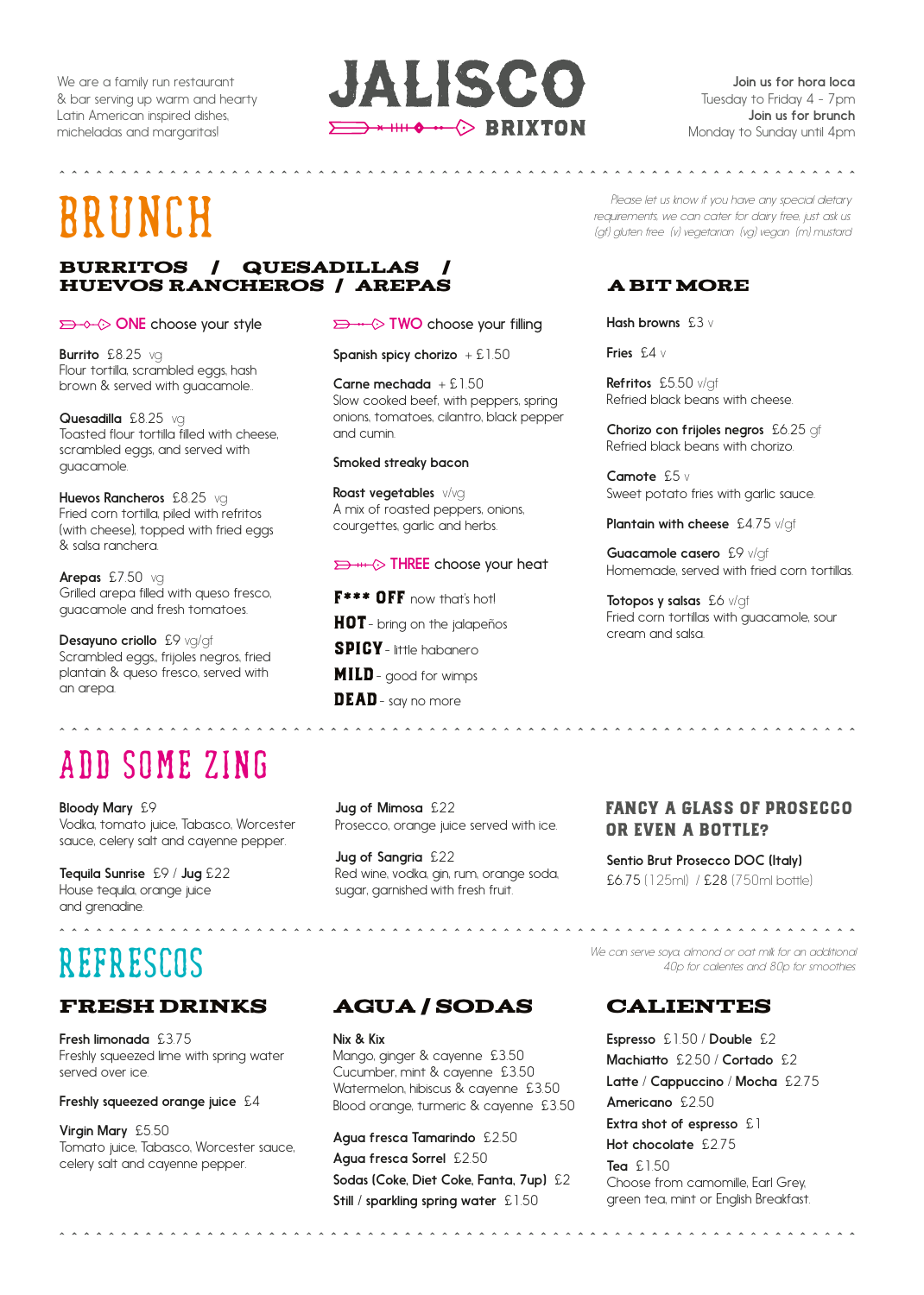We are a family run restaurant & bar serving up warm and hearty Latin American inspired dishes, micheladas and margaritas!

# JALISCO BRIXTON

**Join us for hora loca**
Tuesday to Friday 4 - 7pm
**Join us for brunch**
Monday to Sunday until 4pm

# BRUNCH

*Please let us know if you have any special dietary requirements, we can cater for dairy free, just ask us (gf) gluten free (v) vegetarian (vg) vegan (m) mustard*

## BURRITOS / QUESADILLAS / HUEVOS RANCHEROS / AREPAS

### ONE choose your style

**Burrito** £8.25 vg
Flour tortilla, scrambled eggs, hash brown & served with guacamole.

**Quesadilla** £8.25 vg
Toasted flour tortilla filled with cheese, scrambled eggs, and served with guacamole.

**Huevos Rancheros** £8.25 vg
Fried corn tortilla, piled with refritos (with cheese), topped with fried eggs & salsa ranchera.

**Arepas** £7.50 vg
Grilled arepa filled with queso fresco, guacamole and fresh tomatoes.

**Desayuno criollo** £9 vg/gf
Scrambled eggs, frijoles negros, fried plantain & queso fresco, served with an arepa.

### TWO choose your filling

**Spanish spicy chorizo** + £1.50

**Carne mechada** + £1.50
Slow cooked beef, with peppers, spring onions, tomatoes, cilantro, black pepper and cumin.

**Smoked streaky bacon**

**Roast vegetables** v/vg
A mix of roasted peppers, onions, courgettes, garlic and herbs.

### THREE choose your heat

**F\*\*\* OFF** now that's hot!
**HOT** - bring on the jalapeños
**SPICY** - little habanero
**MILD** - good for wimps
**DEAD** - say no more

## A BIT MORE

**Hash browns** £3 v

**Fries** £4 v

**Refritos** £5.50 v/gf
Refried black beans with cheese.

**Chorizo con frijoles negros** £6.25 gf
Refried black beans with chorizo.

**Camote** £5 v
Sweet potato fries with garlic sauce.

**Plantain with cheese** £4.75 v/gf

**Guacamole casero** £9 v/gf
Homemade, served with fried corn tortillas.

**Totopos y salsas** £6 v/gf
Fried corn tortillas with guacamole, sour cream and salsa.

# ADD SOME ZING

**Bloody Mary** £9
Vodka, tomato juice, Tabasco, Worcester sauce, celery salt and cayenne pepper.

**Tequila Sunrise** £9 / **Jug** £22
House tequila, orange juice and grenadine.

**Jug of Mimosa** £22
Prosecco, orange juice served with ice.

**Jug of Sangria** £22
Red wine, vodka, gin, rum, orange soda, sugar, garnished with fresh fruit.

## FANCY A GLASS OF PROSECCO OR EVEN A BOTTLE?

**Sentio Brut Prosecco DOC (Italy)**
£6.75 (125ml) / £28 (750ml bottle)

# REFRESCOS

*We can serve soya, almond or oat milk for an additional 40p for calientes and 80p for smoothies*

## FRESH DRINKS

**Fresh limonada** £3.75
Freshly squeezed lime with spring water served over ice.

**Freshly squeezed orange juice** £4

**Virgin Mary** £5.50
Tomato juice, Tabasco, Worcester sauce, celery salt and cayenne pepper.

## AGUA / SODAS

**Nix & Kix**
Mango, ginger & cayenne £3.50
Cucumber, mint & cayenne £3.50
Watermelon, hibiscus & cayenne £3.50
Blood orange, turmeric & cayenne £3.50

**Agua fresca Tamarindo** £2.50
**Agua fresca Sorrel** £2.50
**Sodas (Coke, Diet Coke, Fanta, 7up)** £2
**Still / sparkling spring water** £1.50

## CALIENTES

**Espresso** £1.50 / **Double** £2
**Machiatto** £2.50 / **Cortado** £2
**Latte / Cappuccino / Mocha** £2.75
**Americano** £2.50
**Extra shot of espresso** £1
**Hot chocolate** £2.75
**Tea** £1.50
Choose from camomille, Earl Grey, green tea, mint or English Breakfast.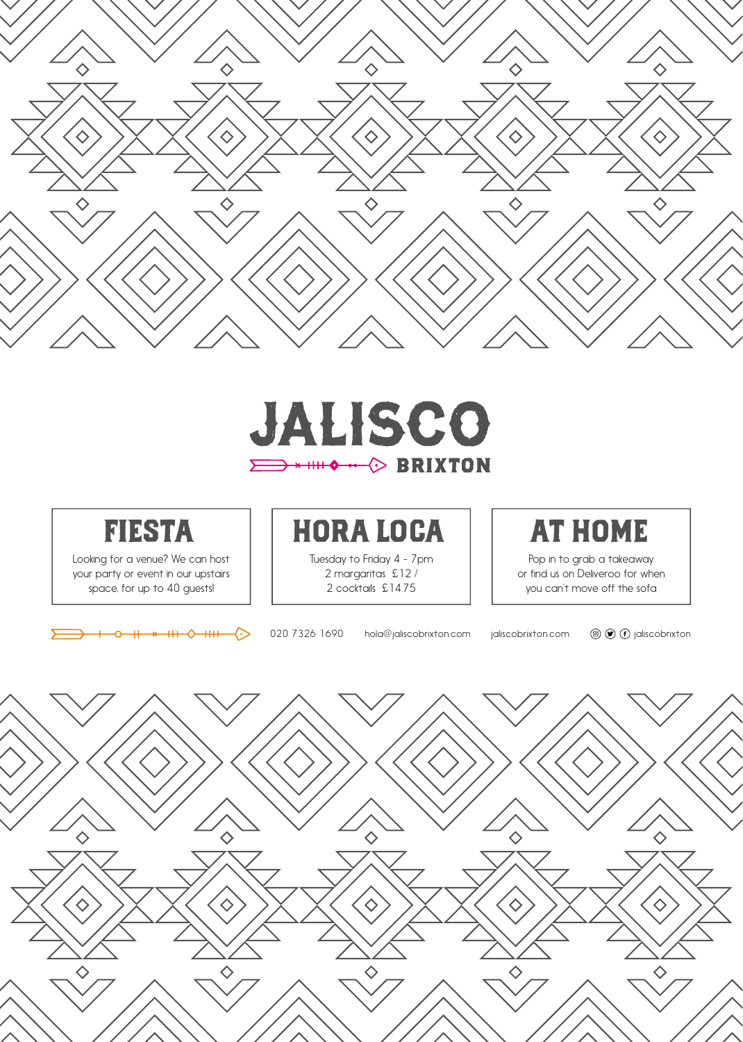# JALISCO

BRIXTON

## FIESTA

Looking for a venue? We can host your party or event in our upstairs space, for up to 40 guests!

## HORA LOCA

Tuesday to Friday 4 - 7pm
2 margaritas £12 /
2 cocktails £14.75

## AT HOME

Pop in to grab a takeaway or find us on Deliveroo for when you can't move off the sofa

020 7326 1690 hola@jaliscobrixton.com jaliscobrixton.com jaliscobrixton